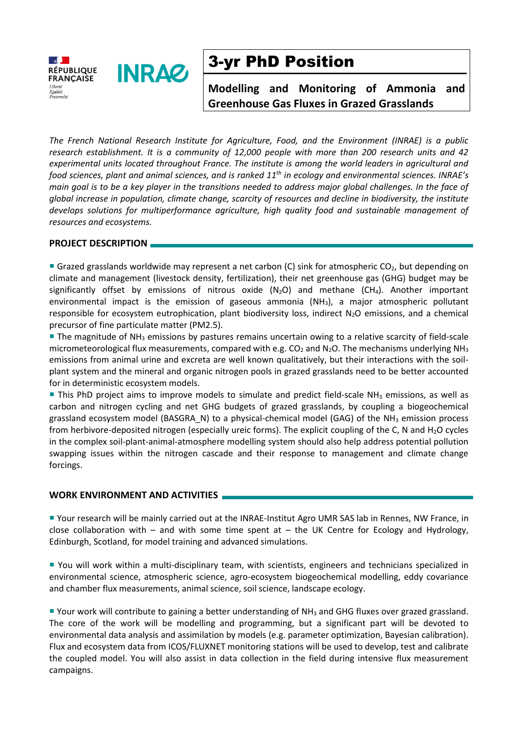RÉPUBLIQUE FRANÇAISE

*Liberté Égalité Fraternité*

INRAE

# 3-yr PhD Position

## Modelling and Monitoring of Ammonia and Greenhouse Gas Fluxes in Grazed Grasslands

*The French National Research Institute for Agriculture, Food, and the Environment (INRAE) is a public research establishment. It is a community of 12,000 people with more than 200 research units and 42 experimental units located throughout France. The institute is among the world leaders in agricultural and food sciences, plant and animal sciences, and is ranked 11$^{th}$ in ecology and environmental sciences. INRAE's main goal is to be a key player in the transitions needed to address major global challenges. In the face of global increase in population, climate change, scarcity of resources and decline in biodiversity, the institute develops solutions for multiperformance agriculture, high quality food and sustainable management of resources and ecosystems.*

### PROJECT DESCRIPTION

- Grazed grasslands worldwide may represent a net carbon (C) sink for atmospheric $CO_2$, but depending on climate and management (livestock density, fertilization), their net greenhouse gas (GHG) budget may be significantly offset by emissions of nitrous oxide ($N_2O$) and methane ($CH_4$). Another important environmental impact is the emission of gaseous ammonia ($NH_3$), a major atmospheric pollutant responsible for ecosystem eutrophication, plant biodiversity loss, indirect $N_2O$ emissions, and a chemical precursor of fine particulate matter (PM2.5).
- The magnitude of $NH_3$ emissions by pastures remains uncertain owing to a relative scarcity of field-scale micrometeorological flux measurements, compared with e.g. $CO_2$ and $N_2O$. The mechanisms underlying $NH_3$ emissions from animal urine and excreta are well known qualitatively, but their interactions with the soil-plant system and the mineral and organic nitrogen pools in grazed grasslands need to be better accounted for in deterministic ecosystem models.
- This PhD project aims to improve models to simulate and predict field-scale $NH_3$ emissions, as well as carbon and nitrogen cycling and net GHG budgets of grazed grasslands, by coupling a biogeochemical grassland ecosystem model (BASGRA_N) to a physical-chemical model (GAG) of the $NH_3$ emission process from herbivore-deposited nitrogen (especially ureic forms). The explicit coupling of the C, N and $H_2O$ cycles in the complex soil-plant-animal-atmosphere modelling system should also help address potential pollution swapping issues within the nitrogen cascade and their response to management and climate change forcings.

### WORK ENVIRONMENT AND ACTIVITIES

- Your research will be mainly carried out at the INRAE-Institut Agro UMR SAS lab in Rennes, NW France, in close collaboration with – and with some time spent at – the UK Centre for Ecology and Hydrology, Edinburgh, Scotland, for model training and advanced simulations.

- You will work within a multi-disciplinary team, with scientists, engineers and technicians specialized in environmental science, atmospheric science, agro-ecosystem biogeochemical modelling, eddy covariance and chamber flux measurements, animal science, soil science, landscape ecology.

- Your work will contribute to gaining a better understanding of $NH_3$ and GHG fluxes over grazed grassland. The core of the work will be modelling and programming, but a significant part will be devoted to environmental data analysis and assimilation by models (e.g. parameter optimization, Bayesian calibration). Flux and ecosystem data from ICOS/FLUXNET monitoring stations will be used to develop, test and calibrate the coupled model. You will also assist in data collection in the field during intensive flux measurement campaigns.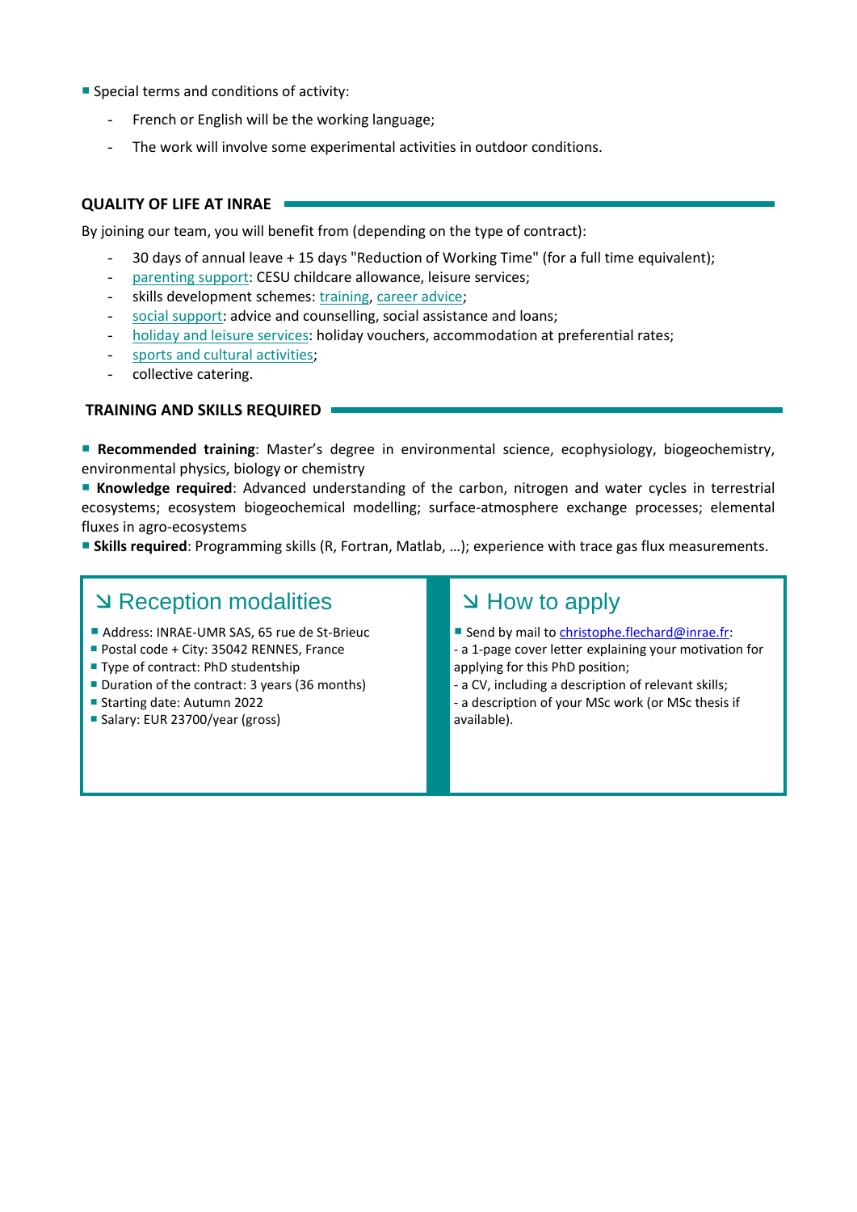- Special terms and conditions of activity:
  - French or English will be the working language;
  - The work will involve some experimental activities in outdoor conditions.

## QUALITY OF LIFE AT INRAE

By joining our team, you will benefit from (depending on the type of contract):

- 30 days of annual leave + 15 days "Reduction of Working Time" (for a full time equivalent);
- parenting support: CESU childcare allowance, leisure services;
- skills development schemes: training, career advice;
- social support: advice and counselling, social assistance and loans;
- holiday and leisure services: holiday vouchers, accommodation at preferential rates;
- sports and cultural activities;
- collective catering.

## TRAINING AND SKILLS REQUIRED

- **Recommended training**: Master's degree in environmental science, ecophysiology, biogeochemistry, environmental physics, biology or chemistry
- **Knowledge required**: Advanced understanding of the carbon, nitrogen and water cycles in terrestrial ecosystems; ecosystem biogeochemical modelling; surface-atmosphere exchange processes; elemental fluxes in agro-ecosystems
- **Skills required**: Programming skills (R, Fortran, Matlab, …); experience with trace gas flux measurements.

## ↘ Reception modalities

- Address: INRAE-UMR SAS, 65 rue de St-Brieuc
- Postal code + City: 35042 RENNES, France
- Type of contract: PhD studentship
- Duration of the contract: 3 years (36 months)
- Starting date: Autumn 2022
- Salary: EUR 23700/year (gross)

## ↘ How to apply

- Send by mail to christophe.flechard@inrae.fr:

- a 1-page cover letter explaining your motivation for applying for this PhD position;
- a CV, including a description of relevant skills;
- a description of your MSc work (or MSc thesis if available).